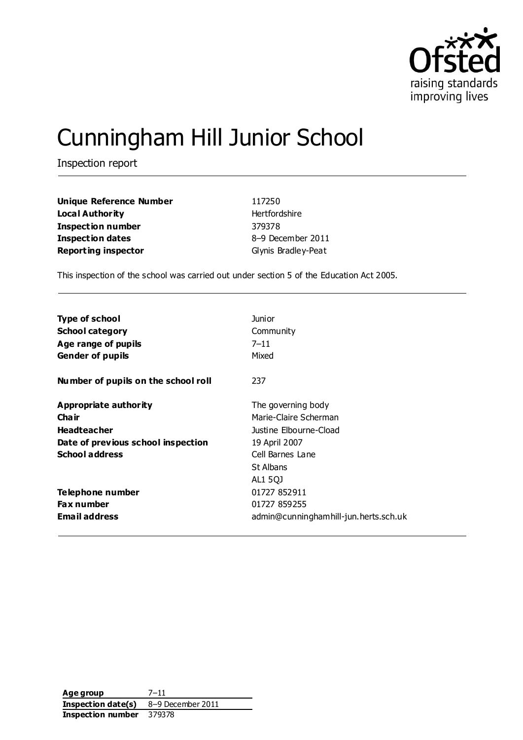# Cunningham Hill Junior School

Inspection report

| | |
|---|---|
| **Unique Reference Number** | 117250 |
| **Local Authority** | Hertfordshire |
| **Inspection number** | 379378 |
| **Inspection dates** | 8–9 December 2011 |
| **Reporting inspector** | Glynis Bradley-Peat |

This inspection of the school was carried out under section 5 of the Education Act 2005.

| | |
|---|---|
| **Type of school** | Junior |
| **School category** | Community |
| **Age range of pupils** | 7–11 |
| **Gender of pupils** | Mixed |
| **Number of pupils on the school roll** | 237 |
| **Appropriate authority** | The governing body |
| **Chair** | Marie-Claire Scherman |
| **Headteacher** | Justine Elbourne-Cload |
| **Date of previous school inspection** | 19 April 2007 |
| **School address** | Cell Barnes Lane<br>St Albans<br>AL1 5QJ |
| **Telephone number** | 01727 852911 |
| **Fax number** | 01727 859255 |
| **Email address** | admin@cunninghamhill-jun.herts.sch.uk |

| | |
|---|---|
| **Age group** | 7–11 |
| **Inspection date(s)** | 8–9 December 2011 |
| **Inspection number** | 379378 |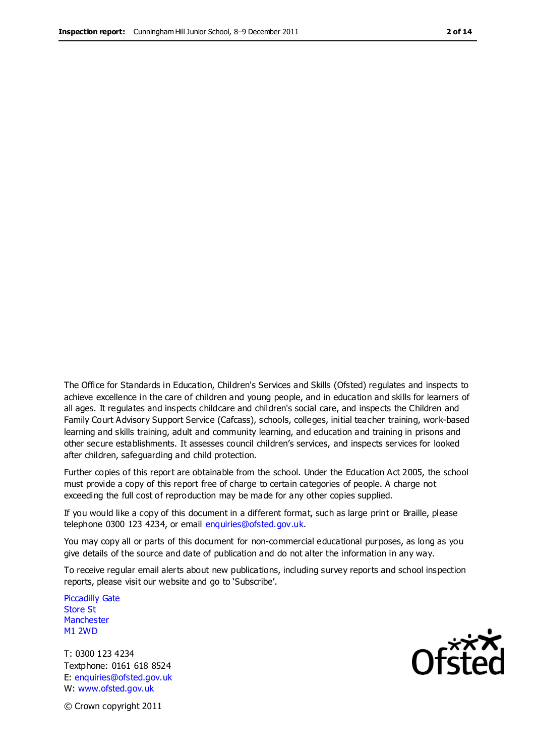The Office for Standards in Education, Children's Services and Skills (Ofsted) regulates and inspects to achieve excellence in the care of children and young people, and in education and skills for learners of all ages. It regulates and inspects childcare and children's social care, and inspects the Children and Family Court Advisory Support Service (Cafcass), schools, colleges, initial teacher training, work-based learning and skills training, adult and community learning, and education and training in prisons and other secure establishments. It assesses council children's services, and inspects services for looked after children, safeguarding and child protection.

Further copies of this report are obtainable from the school. Under the Education Act 2005, the school must provide a copy of this report free of charge to certain categories of people. A charge not exceeding the full cost of reproduction may be made for any other copies supplied.

If you would like a copy of this document in a different format, such as large print or Braille, please telephone 0300 123 4234, or email enquiries@ofsted.gov.uk.

You may copy all or parts of this document for non-commercial educational purposes, as long as you give details of the source and date of publication and do not alter the information in any way.

To receive regular email alerts about new publications, including survey reports and school inspection reports, please visit our website and go to 'Subscribe'.

Piccadilly Gate
Store St
Manchester
M1 2WD

T: 0300 123 4234
Textphone: 0161 618 8524
E: enquiries@ofsted.gov.uk
W: www.ofsted.gov.uk

© Crown copyright 2011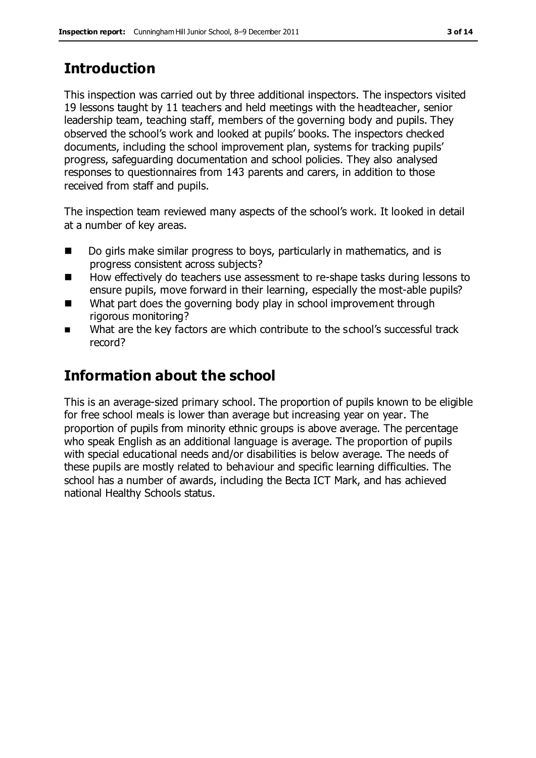## Introduction

This inspection was carried out by three additional inspectors. The inspectors visited 19 lessons taught by 11 teachers and held meetings with the headteacher, senior leadership team, teaching staff, members of the governing body and pupils. They observed the school's work and looked at pupils' books. The inspectors checked documents, including the school improvement plan, systems for tracking pupils' progress, safeguarding documentation and school policies. They also analysed responses to questionnaires from 143 parents and carers, in addition to those received from staff and pupils.

The inspection team reviewed many aspects of the school's work. It looked in detail at a number of key areas.

- Do girls make similar progress to boys, particularly in mathematics, and is progress consistent across subjects?
- How effectively do teachers use assessment to re-shape tasks during lessons to ensure pupils, move forward in their learning, especially the most-able pupils?
- What part does the governing body play in school improvement through rigorous monitoring?
- What are the key factors are which contribute to the school's successful track record?

## Information about the school

This is an average-sized primary school. The proportion of pupils known to be eligible for free school meals is lower than average but increasing year on year. The proportion of pupils from minority ethnic groups is above average. The percentage who speak English as an additional language is average. The proportion of pupils with special educational needs and/or disabilities is below average. The needs of these pupils are mostly related to behaviour and specific learning difficulties. The school has a number of awards, including the Becta ICT Mark, and has achieved national Healthy Schools status.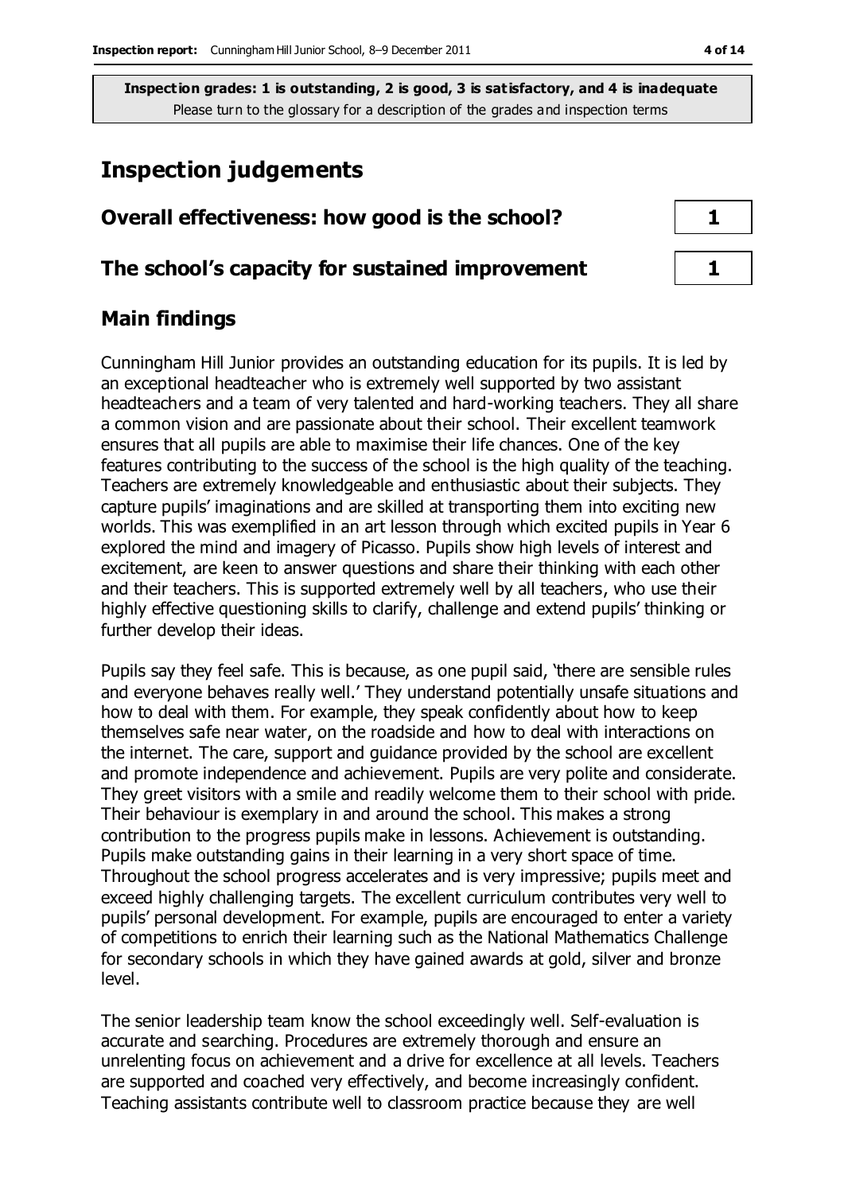**Inspection grades: 1 is outstanding, 2 is good, 3 is satisfactory, and 4 is inadequate**
Please turn to the glossary for a description of the grades and inspection terms

# Inspection judgements

| | |
|---|---|
| **Overall effectiveness: how good is the school?** | **1** |
| **The school's capacity for sustained improvement** | **1** |

## Main findings

Cunningham Hill Junior provides an outstanding education for its pupils. It is led by an exceptional headteacher who is extremely well supported by two assistant headteachers and a team of very talented and hard-working teachers. They all share a common vision and are passionate about their school. Their excellent teamwork ensures that all pupils are able to maximise their life chances. One of the key features contributing to the success of the school is the high quality of the teaching. Teachers are extremely knowledgeable and enthusiastic about their subjects. They capture pupils' imaginations and are skilled at transporting them into exciting new worlds. This was exemplified in an art lesson through which excited pupils in Year 6 explored the mind and imagery of Picasso. Pupils show high levels of interest and excitement, are keen to answer questions and share their thinking with each other and their teachers. This is supported extremely well by all teachers, who use their highly effective questioning skills to clarify, challenge and extend pupils' thinking or further develop their ideas.

Pupils say they feel safe. This is because, as one pupil said, 'there are sensible rules and everyone behaves really well.' They understand potentially unsafe situations and how to deal with them. For example, they speak confidently about how to keep themselves safe near water, on the roadside and how to deal with interactions on the internet. The care, support and guidance provided by the school are excellent and promote independence and achievement. Pupils are very polite and considerate. They greet visitors with a smile and readily welcome them to their school with pride. Their behaviour is exemplary in and around the school. This makes a strong contribution to the progress pupils make in lessons. Achievement is outstanding. Pupils make outstanding gains in their learning in a very short space of time. Throughout the school progress accelerates and is very impressive; pupils meet and exceed highly challenging targets. The excellent curriculum contributes very well to pupils' personal development. For example, pupils are encouraged to enter a variety of competitions to enrich their learning such as the National Mathematics Challenge for secondary schools in which they have gained awards at gold, silver and bronze level.

The senior leadership team know the school exceedingly well. Self-evaluation is accurate and searching. Procedures are extremely thorough and ensure an unrelenting focus on achievement and a drive for excellence at all levels. Teachers are supported and coached very effectively, and become increasingly confident. Teaching assistants contribute well to classroom practice because they are well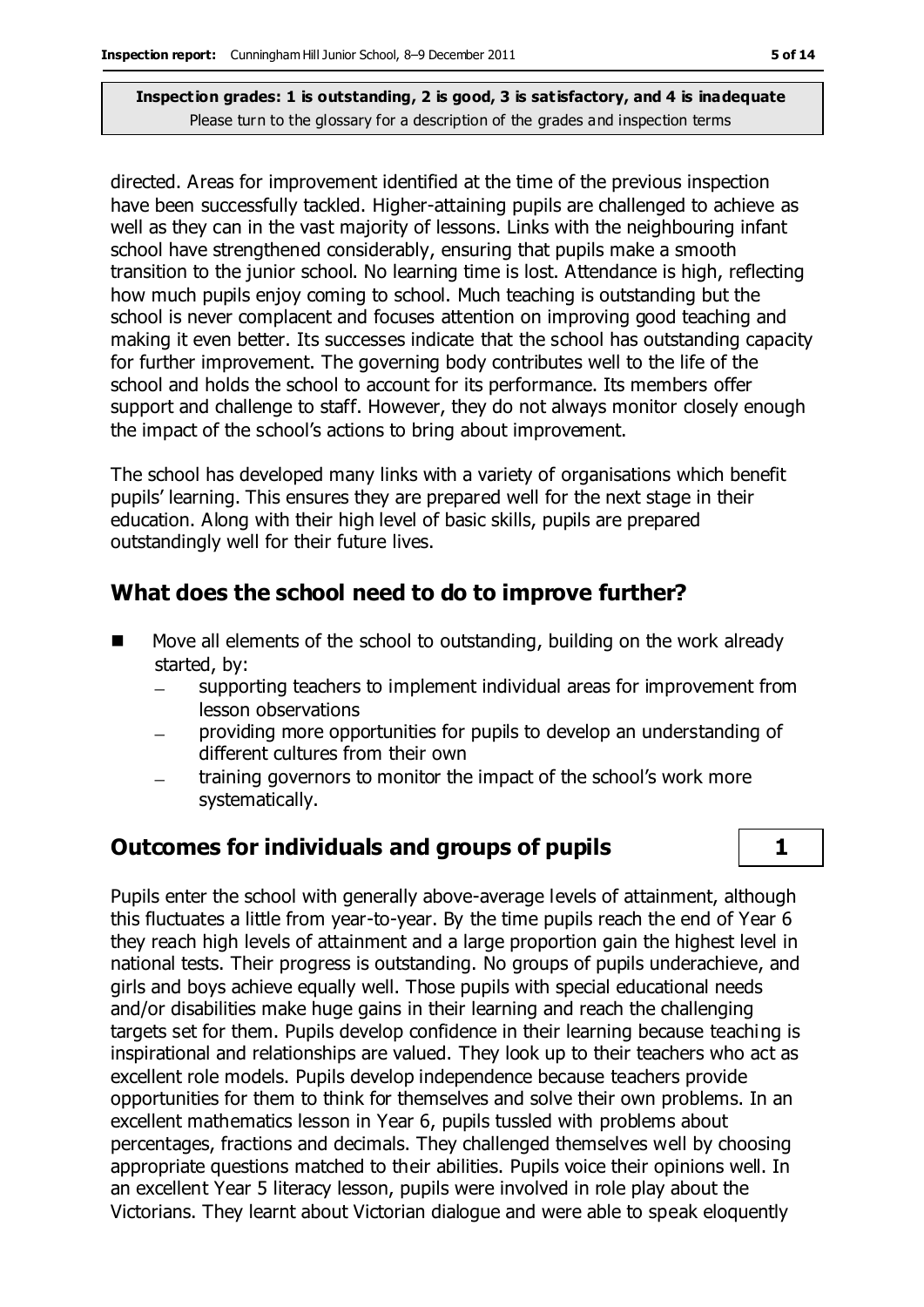directed. Areas for improvement identified at the time of the previous inspection have been successfully tackled. Higher-attaining pupils are challenged to achieve as well as they can in the vast majority of lessons. Links with the neighbouring infant school have strengthened considerably, ensuring that pupils make a smooth transition to the junior school. No learning time is lost. Attendance is high, reflecting how much pupils enjoy coming to school. Much teaching is outstanding but the school is never complacent and focuses attention on improving good teaching and making it even better. Its successes indicate that the school has outstanding capacity for further improvement. The governing body contributes well to the life of the school and holds the school to account for its performance. Its members offer support and challenge to staff. However, they do not always monitor closely enough the impact of the school's actions to bring about improvement.

The school has developed many links with a variety of organisations which benefit pupils' learning. This ensures they are prepared well for the next stage in their education. Along with their high level of basic skills, pupils are prepared outstandingly well for their future lives.

## What does the school need to do to improve further?

- Move all elements of the school to outstanding, building on the work already started, by:
  - supporting teachers to implement individual areas for improvement from lesson observations
  - providing more opportunities for pupils to develop an understanding of different cultures from their own
  - training governors to monitor the impact of the school's work more systematically.

## Outcomes for individuals and groups of pupils — 1

Pupils enter the school with generally above-average levels of attainment, although this fluctuates a little from year-to-year. By the time pupils reach the end of Year 6 they reach high levels of attainment and a large proportion gain the highest level in national tests. Their progress is outstanding. No groups of pupils underachieve, and girls and boys achieve equally well. Those pupils with special educational needs and/or disabilities make huge gains in their learning and reach the challenging targets set for them. Pupils develop confidence in their learning because teaching is inspirational and relationships are valued. They look up to their teachers who act as excellent role models. Pupils develop independence because teachers provide opportunities for them to think for themselves and solve their own problems. In an excellent mathematics lesson in Year 6, pupils tussled with problems about percentages, fractions and decimals. They challenged themselves well by choosing appropriate questions matched to their abilities. Pupils voice their opinions well. In an excellent Year 5 literacy lesson, pupils were involved in role play about the Victorians. They learnt about Victorian dialogue and were able to speak eloquently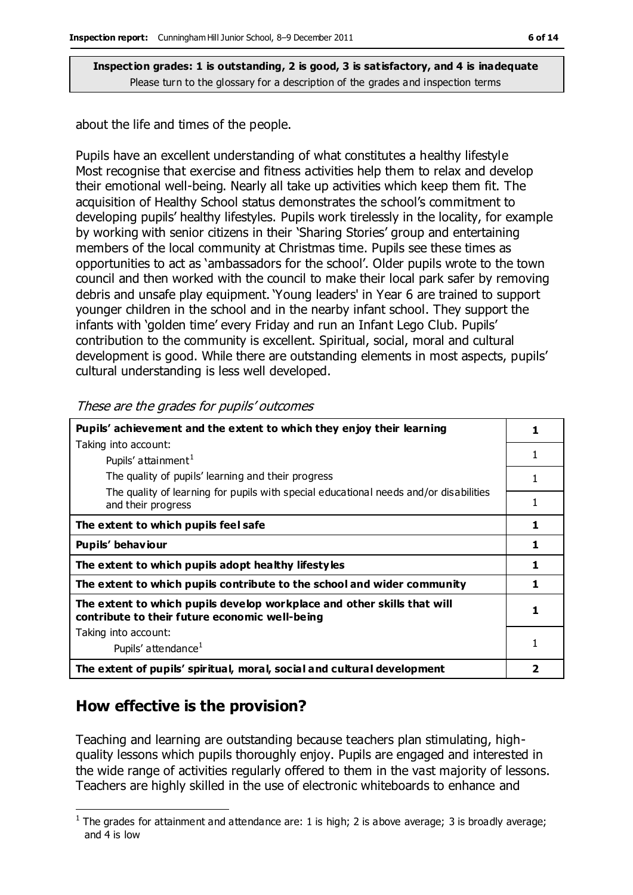**Inspection grades: 1 is outstanding, 2 is good, 3 is satisfactory, and 4 is inadequate**
Please turn to the glossary for a description of the grades and inspection terms

about the life and times of the people.

Pupils have an excellent understanding of what constitutes a healthy lifestyle Most recognise that exercise and fitness activities help them to relax and develop their emotional well-being. Nearly all take up activities which keep them fit. The acquisition of Healthy School status demonstrates the school's commitment to developing pupils' healthy lifestyles. Pupils work tirelessly in the locality, for example by working with senior citizens in their 'Sharing Stories' group and entertaining members of the local community at Christmas time. Pupils see these times as opportunities to act as 'ambassadors for the school'. Older pupils wrote to the town council and then worked with the council to make their local park safer by removing debris and unsafe play equipment. 'Young leaders' in Year 6 are trained to support younger children in the school and in the nearby infant school. They support the infants with 'golden time' every Friday and run an Infant Lego Club. Pupils' contribution to the community is excellent. Spiritual, social, moral and cultural development is good. While there are outstanding elements in most aspects, pupils' cultural understanding is less well developed.

*These are the grades for pupils' outcomes*

| | |
|---|---|
| **Pupils' achievement and the extent to which they enjoy their learning** | **1** |
| Taking into account: Pupils' attainment[1] | 1 |
| The quality of pupils' learning and their progress | 1 |
| The quality of learning for pupils with special educational needs and/or disabilities and their progress | 1 |
| **The extent to which pupils feel safe** | **1** |
| **Pupils' behaviour** | **1** |
| **The extent to which pupils adopt healthy lifestyles** | **1** |
| **The extent to which pupils contribute to the school and wider community** | **1** |
| **The extent to which pupils develop workplace and other skills that will contribute to their future economic well-being** | **1** |
| Taking into account: Pupils' attendance[1] | 1 |
| **The extent of pupils' spiritual, moral, social and cultural development** | **2** |

## How effective is the provision?

Teaching and learning are outstanding because teachers plan stimulating, high-quality lessons which pupils thoroughly enjoy. Pupils are engaged and interested in the wide range of activities regularly offered to them in the vast majority of lessons. Teachers are highly skilled in the use of electronic whiteboards to enhance and

[1] The grades for attainment and attendance are: 1 is high; 2 is above average; 3 is broadly average; and 4 is low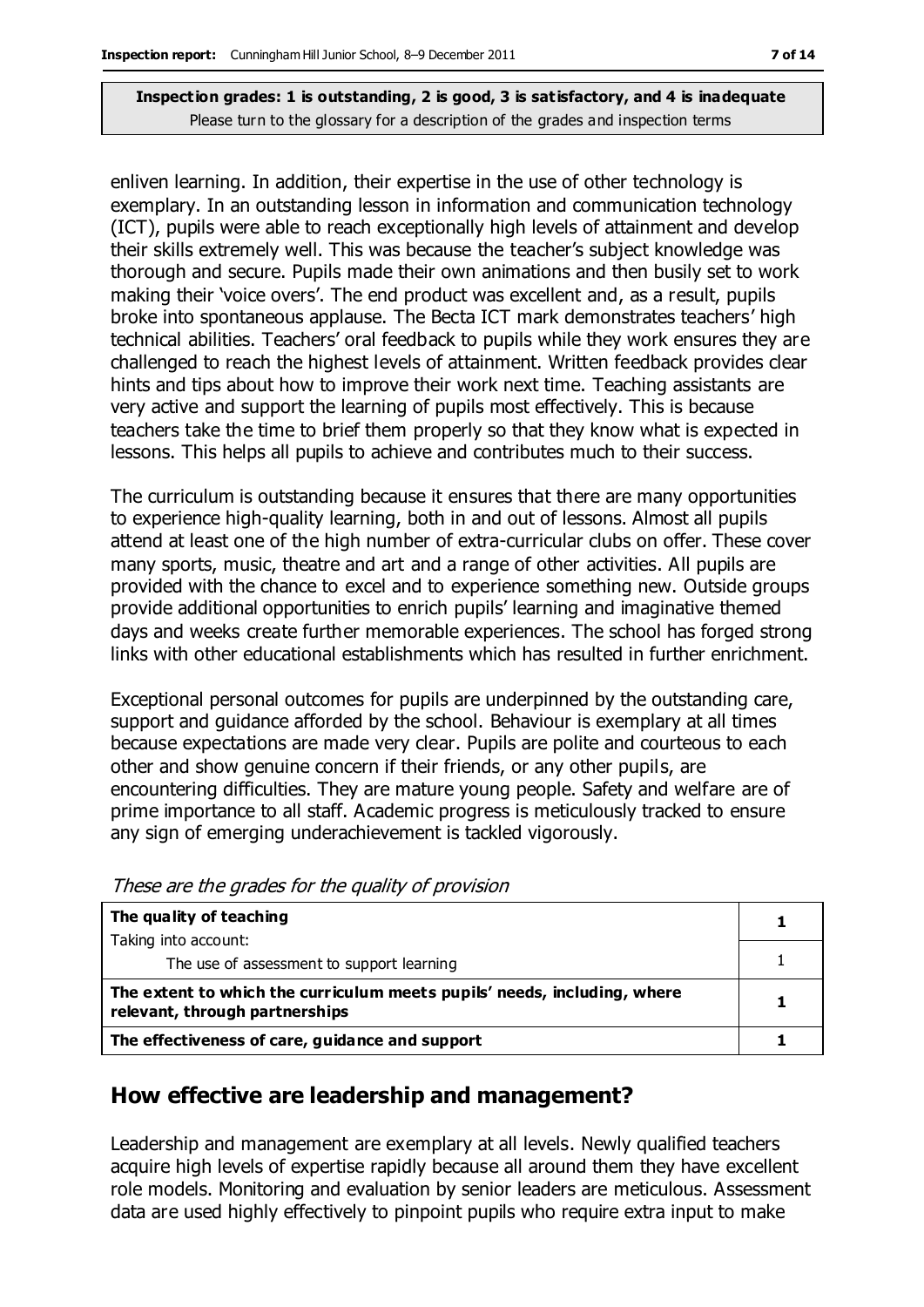enliven learning. In addition, their expertise in the use of other technology is exemplary. In an outstanding lesson in information and communication technology (ICT), pupils were able to reach exceptionally high levels of attainment and develop their skills extremely well. This was because the teacher's subject knowledge was thorough and secure. Pupils made their own animations and then busily set to work making their 'voice overs'. The end product was excellent and, as a result, pupils broke into spontaneous applause. The Becta ICT mark demonstrates teachers' high technical abilities. Teachers' oral feedback to pupils while they work ensures they are challenged to reach the highest levels of attainment. Written feedback provides clear hints and tips about how to improve their work next time. Teaching assistants are very active and support the learning of pupils most effectively. This is because teachers take the time to brief them properly so that they know what is expected in lessons. This helps all pupils to achieve and contributes much to their success.

The curriculum is outstanding because it ensures that there are many opportunities to experience high-quality learning, both in and out of lessons. Almost all pupils attend at least one of the high number of extra-curricular clubs on offer. These cover many sports, music, theatre and art and a range of other activities. All pupils are provided with the chance to excel and to experience something new. Outside groups provide additional opportunities to enrich pupils' learning and imaginative themed days and weeks create further memorable experiences. The school has forged strong links with other educational establishments which has resulted in further enrichment.

Exceptional personal outcomes for pupils are underpinned by the outstanding care, support and guidance afforded by the school. Behaviour is exemplary at all times because expectations are made very clear. Pupils are polite and courteous to each other and show genuine concern if their friends, or any other pupils, are encountering difficulties. They are mature young people. Safety and welfare are of prime importance to all staff. Academic progress is meticulously tracked to ensure any sign of emerging underachievement is tackled vigorously.

*These are the grades for the quality of provision*

| | |
|---|---|
| **The quality of teaching**<br>Taking into account: | **1** |
| The use of assessment to support learning | 1 |
| **The extent to which the curriculum meets pupils' needs, including, where relevant, through partnerships** | **1** |
| **The effectiveness of care, guidance and support** | **1** |

## How effective are leadership and management?

Leadership and management are exemplary at all levels. Newly qualified teachers acquire high levels of expertise rapidly because all around them they have excellent role models. Monitoring and evaluation by senior leaders are meticulous. Assessment data are used highly effectively to pinpoint pupils who require extra input to make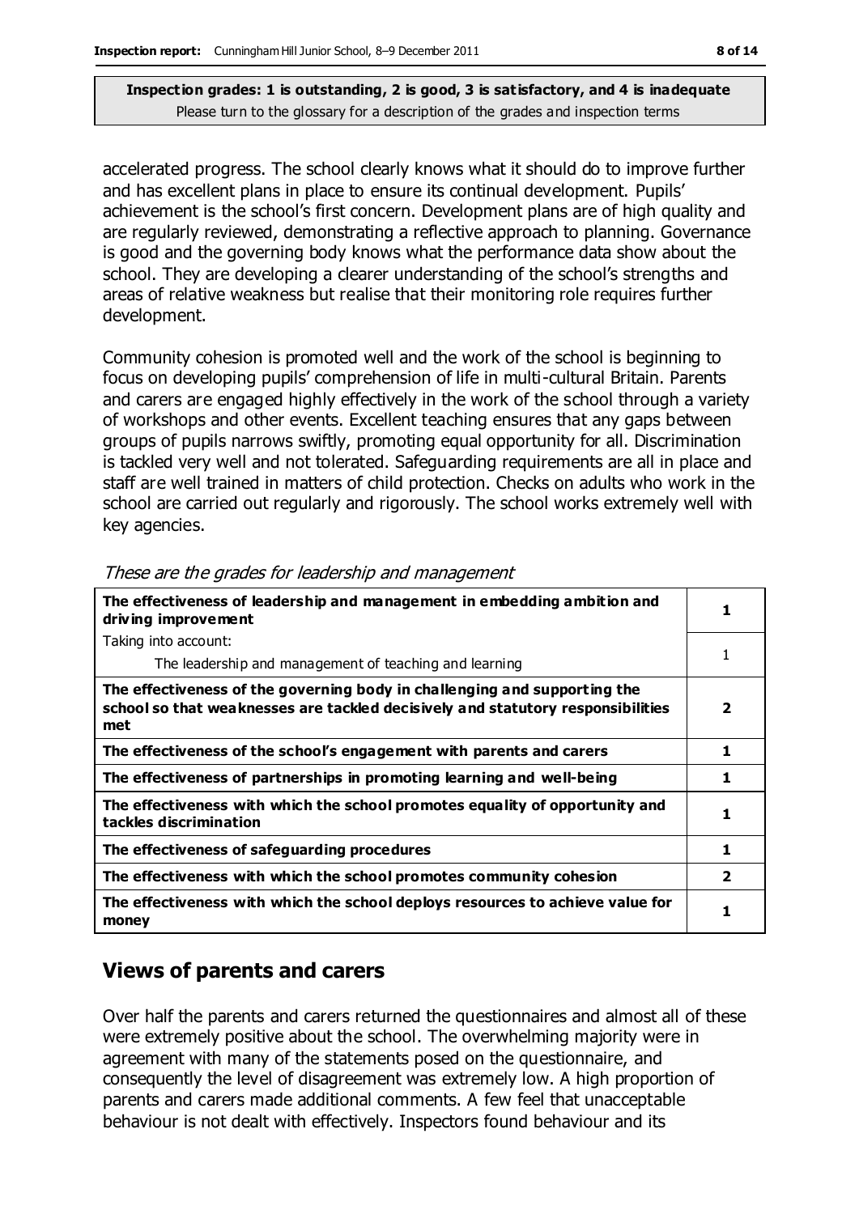**Inspection grades: 1 is outstanding, 2 is good, 3 is satisfactory, and 4 is inadequate**
Please turn to the glossary for a description of the grades and inspection terms

accelerated progress. The school clearly knows what it should do to improve further and has excellent plans in place to ensure its continual development. Pupils' achievement is the school's first concern. Development plans are of high quality and are regularly reviewed, demonstrating a reflective approach to planning. Governance is good and the governing body knows what the performance data show about the school. They are developing a clearer understanding of the school's strengths and areas of relative weakness but realise that their monitoring role requires further development.

Community cohesion is promoted well and the work of the school is beginning to focus on developing pupils' comprehension of life in multi-cultural Britain. Parents and carers are engaged highly effectively in the work of the school through a variety of workshops and other events. Excellent teaching ensures that any gaps between groups of pupils narrows swiftly, promoting equal opportunity for all. Discrimination is tackled very well and not tolerated. Safeguarding requirements are all in place and staff are well trained in matters of child protection. Checks on adults who work in the school are carried out regularly and rigorously. The school works extremely well with key agencies.

*These are the grades for leadership and management*

| | |
|---|---|
| **The effectiveness of leadership and management in embedding ambition and driving improvement** | **1** |
| Taking into account: The leadership and management of teaching and learning | 1 |
| **The effectiveness of the governing body in challenging and supporting the school so that weaknesses are tackled decisively and statutory responsibilities met** | **2** |
| **The effectiveness of the school's engagement with parents and carers** | **1** |
| **The effectiveness of partnerships in promoting learning and well-being** | **1** |
| **The effectiveness with which the school promotes equality of opportunity and tackles discrimination** | **1** |
| **The effectiveness of safeguarding procedures** | **1** |
| **The effectiveness with which the school promotes community cohesion** | **2** |
| **The effectiveness with which the school deploys resources to achieve value for money** | **1** |

## Views of parents and carers

Over half the parents and carers returned the questionnaires and almost all of these were extremely positive about the school. The overwhelming majority were in agreement with many of the statements posed on the questionnaire, and consequently the level of disagreement was extremely low. A high proportion of parents and carers made additional comments. A few feel that unacceptable behaviour is not dealt with effectively. Inspectors found behaviour and its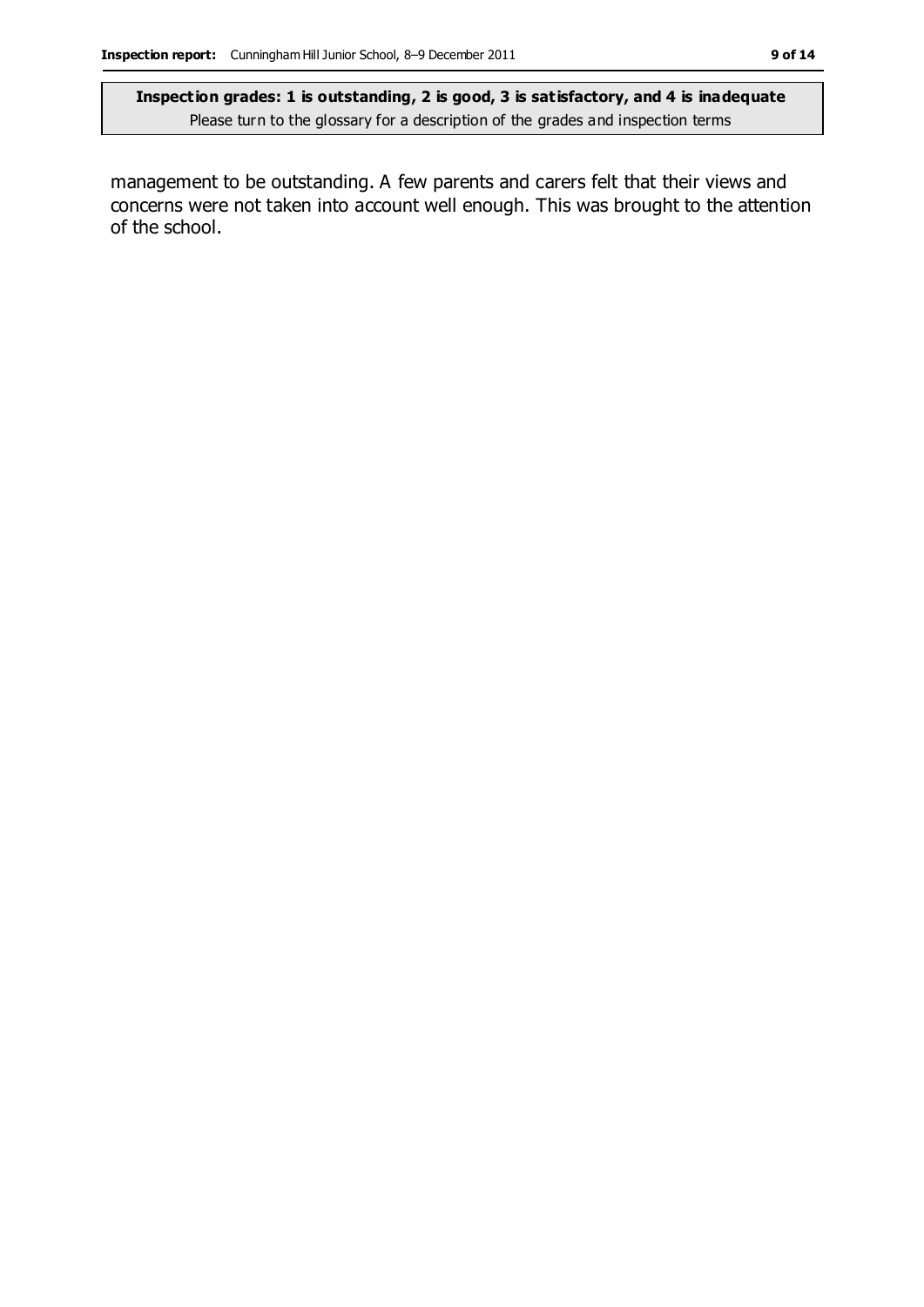management to be outstanding. A few parents and carers felt that their views and concerns were not taken into account well enough. This was brought to the attention of the school.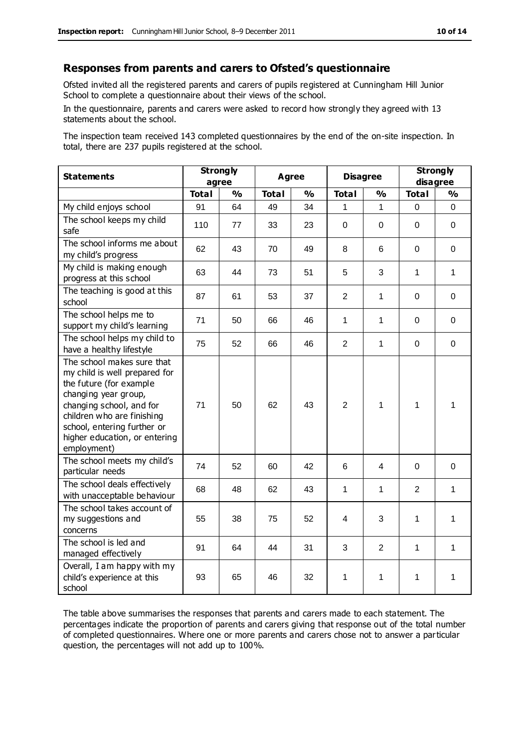## Responses from parents and carers to Ofsted's questionnaire

Ofsted invited all the registered parents and carers of pupils registered at Cunningham Hill Junior School to complete a questionnaire about their views of the school.

In the questionnaire, parents and carers were asked to record how strongly they agreed with 13 statements about the school.

The inspection team received 143 completed questionnaires by the end of the on-site inspection. In total, there are 237 pupils registered at the school.

| Statements | Strongly agree | | Agree | | Disagree | | Strongly disagree | |
|---|---|---|---|---|---|---|---|---|
| | Total | % | Total | % | Total | % | Total | % |
| My child enjoys school | 91 | 64 | 49 | 34 | 1 | 1 | 0 | 0 |
| The school keeps my child safe | 110 | 77 | 33 | 23 | 0 | 0 | 0 | 0 |
| The school informs me about my child's progress | 62 | 43 | 70 | 49 | 8 | 6 | 0 | 0 |
| My child is making enough progress at this school | 63 | 44 | 73 | 51 | 5 | 3 | 1 | 1 |
| The teaching is good at this school | 87 | 61 | 53 | 37 | 2 | 1 | 0 | 0 |
| The school helps me to support my child's learning | 71 | 50 | 66 | 46 | 1 | 1 | 0 | 0 |
| The school helps my child to have a healthy lifestyle | 75 | 52 | 66 | 46 | 2 | 1 | 0 | 0 |
| The school makes sure that my child is well prepared for the future (for example changing year group, changing school, and for children who are finishing school, entering further or higher education, or entering employment) | 71 | 50 | 62 | 43 | 2 | 1 | 1 | 1 |
| The school meets my child's particular needs | 74 | 52 | 60 | 42 | 6 | 4 | 0 | 0 |
| The school deals effectively with unacceptable behaviour | 68 | 48 | 62 | 43 | 1 | 1 | 2 | 1 |
| The school takes account of my suggestions and concerns | 55 | 38 | 75 | 52 | 4 | 3 | 1 | 1 |
| The school is led and managed effectively | 91 | 64 | 44 | 31 | 3 | 2 | 1 | 1 |
| Overall, I am happy with my child's experience at this school | 93 | 65 | 46 | 32 | 1 | 1 | 1 | 1 |

The table above summarises the responses that parents and carers made to each statement. The percentages indicate the proportion of parents and carers giving that response out of the total number of completed questionnaires. Where one or more parents and carers chose not to answer a particular question, the percentages will not add up to 100%.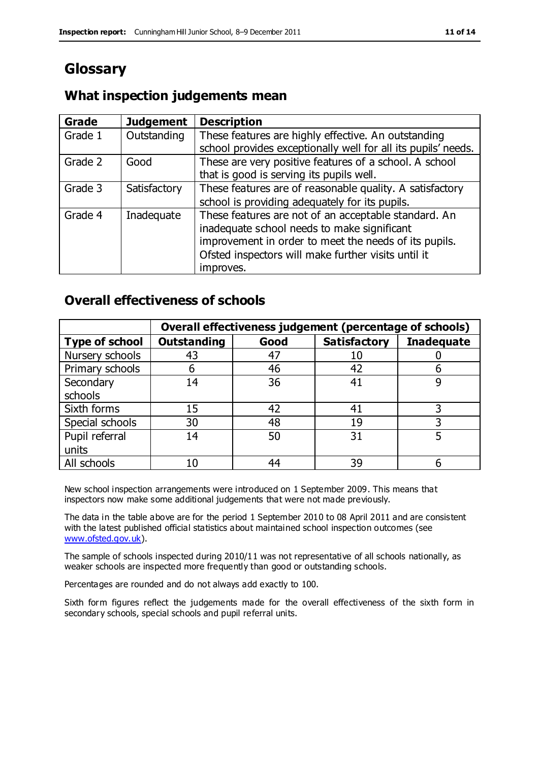# Glossary

## What inspection judgements mean

| Grade | Judgement | Description |
| --- | --- | --- |
| Grade 1 | Outstanding | These features are highly effective. An outstanding school provides exceptionally well for all its pupils' needs. |
| Grade 2 | Good | These are very positive features of a school. A school that is good is serving its pupils well. |
| Grade 3 | Satisfactory | These features are of reasonable quality. A satisfactory school is providing adequately for its pupils. |
| Grade 4 | Inadequate | These features are not of an acceptable standard. An inadequate school needs to make significant improvement in order to meet the needs of its pupils. Ofsted inspectors will make further visits until it improves. |

## Overall effectiveness of schools

| | Overall effectiveness judgement (percentage of schools) | | | |
| --- | --- | --- | --- | --- |
| **Type of school** | **Outstanding** | **Good** | **Satisfactory** | **Inadequate** |
| Nursery schools | 43 | 47 | 10 | 0 |
| Primary schools | 6 | 46 | 42 | 6 |
| Secondary schools | 14 | 36 | 41 | 9 |
| Sixth forms | 15 | 42 | 41 | 3 |
| Special schools | 30 | 48 | 19 | 3 |
| Pupil referral units | 14 | 50 | 31 | 5 |
| All schools | 10 | 44 | 39 | 6 |

New school inspection arrangements were introduced on 1 September 2009. This means that inspectors now make some additional judgements that were not made previously.

The data in the table above are for the period 1 September 2010 to 08 April 2011 and are consistent with the latest published official statistics about maintained school inspection outcomes (see www.ofsted.gov.uk).

The sample of schools inspected during 2010/11 was not representative of all schools nationally, as weaker schools are inspected more frequently than good or outstanding schools.

Percentages are rounded and do not always add exactly to 100.

Sixth form figures reflect the judgements made for the overall effectiveness of the sixth form in secondary schools, special schools and pupil referral units.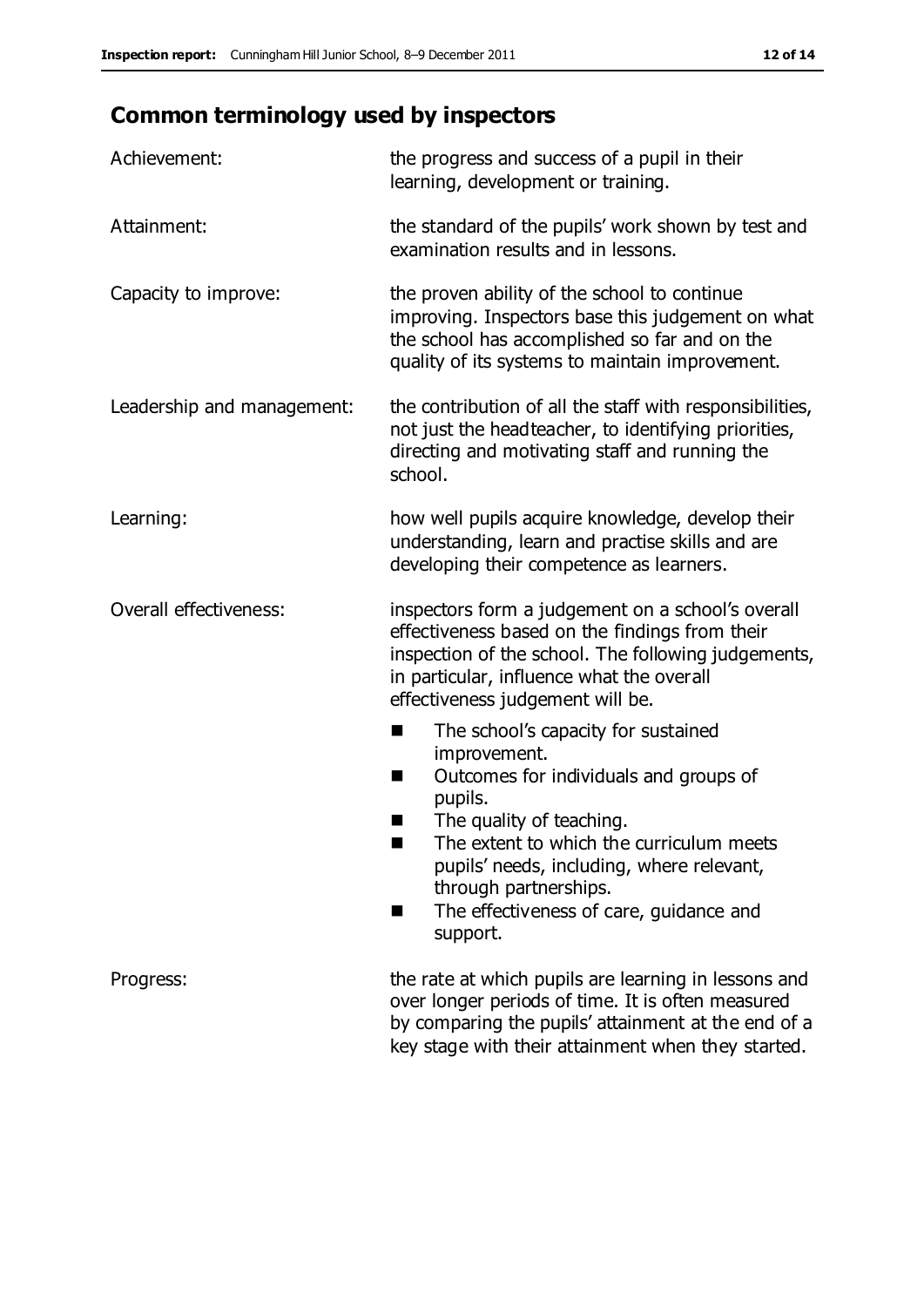## Common terminology used by inspectors

| | |
|---|---|
| Achievement: | the progress and success of a pupil in their learning, development or training. |
| Attainment: | the standard of the pupils' work shown by test and examination results and in lessons. |
| Capacity to improve: | the proven ability of the school to continue improving. Inspectors base this judgement on what the school has accomplished so far and on the quality of its systems to maintain improvement. |
| Leadership and management: | the contribution of all the staff with responsibilities, not just the headteacher, to identifying priorities, directing and motivating staff and running the school. |
| Learning: | how well pupils acquire knowledge, develop their understanding, learn and practise skills and are developing their competence as learners. |
| Overall effectiveness: | inspectors form a judgement on a school's overall effectiveness based on the findings from their inspection of the school. The following judgements, in particular, influence what the overall effectiveness judgement will be.<br>■ The school's capacity for sustained improvement.<br>■ Outcomes for individuals and groups of pupils.<br>■ The quality of teaching.<br>■ The extent to which the curriculum meets pupils' needs, including, where relevant, through partnerships.<br>■ The effectiveness of care, guidance and support. |
| Progress: | the rate at which pupils are learning in lessons and over longer periods of time. It is often measured by comparing the pupils' attainment at the end of a key stage with their attainment when they started. |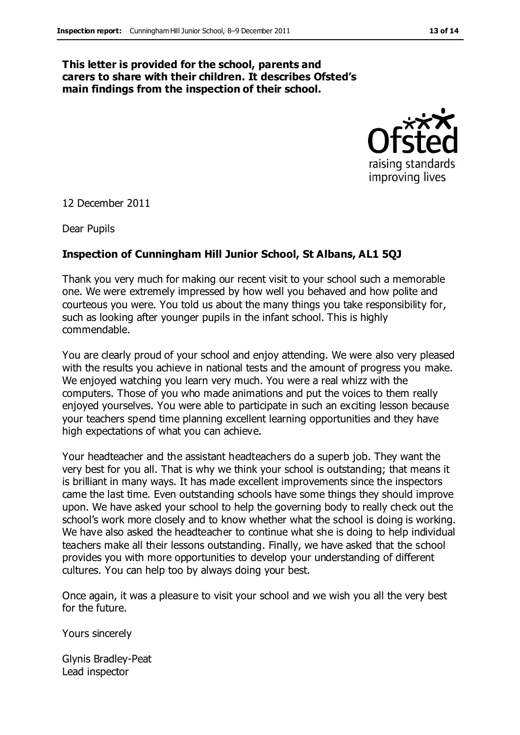**This letter is provided for the school, parents and carers to share with their children. It describes Ofsted's main findings from the inspection of their school.**

12 December 2011

Dear Pupils

**Inspection of Cunningham Hill Junior School, St Albans, AL1 5QJ**

Thank you very much for making our recent visit to your school such a memorable one. We were extremely impressed by how well you behaved and how polite and courteous you were. You told us about the many things you take responsibility for, such as looking after younger pupils in the infant school. This is highly commendable.

You are clearly proud of your school and enjoy attending. We were also very pleased with the results you achieve in national tests and the amount of progress you make. We enjoyed watching you learn very much. You were a real whizz with the computers. Those of you who made animations and put the voices to them really enjoyed yourselves. You were able to participate in such an exciting lesson because your teachers spend time planning excellent learning opportunities and they have high expectations of what you can achieve.

Your headteacher and the assistant headteachers do a superb job. They want the very best for you all. That is why we think your school is outstanding; that means it is brilliant in many ways. It has made excellent improvements since the inspectors came the last time. Even outstanding schools have some things they should improve upon. We have asked your school to help the governing body to really check out the school's work more closely and to know whether what the school is doing is working. We have also asked the headteacher to continue what she is doing to help individual teachers make all their lessons outstanding. Finally, we have asked that the school provides you with more opportunities to develop your understanding of different cultures. You can help too by always doing your best.

Once again, it was a pleasure to visit your school and we wish you all the very best for the future.

Yours sincerely

Glynis Bradley-Peat
Lead inspector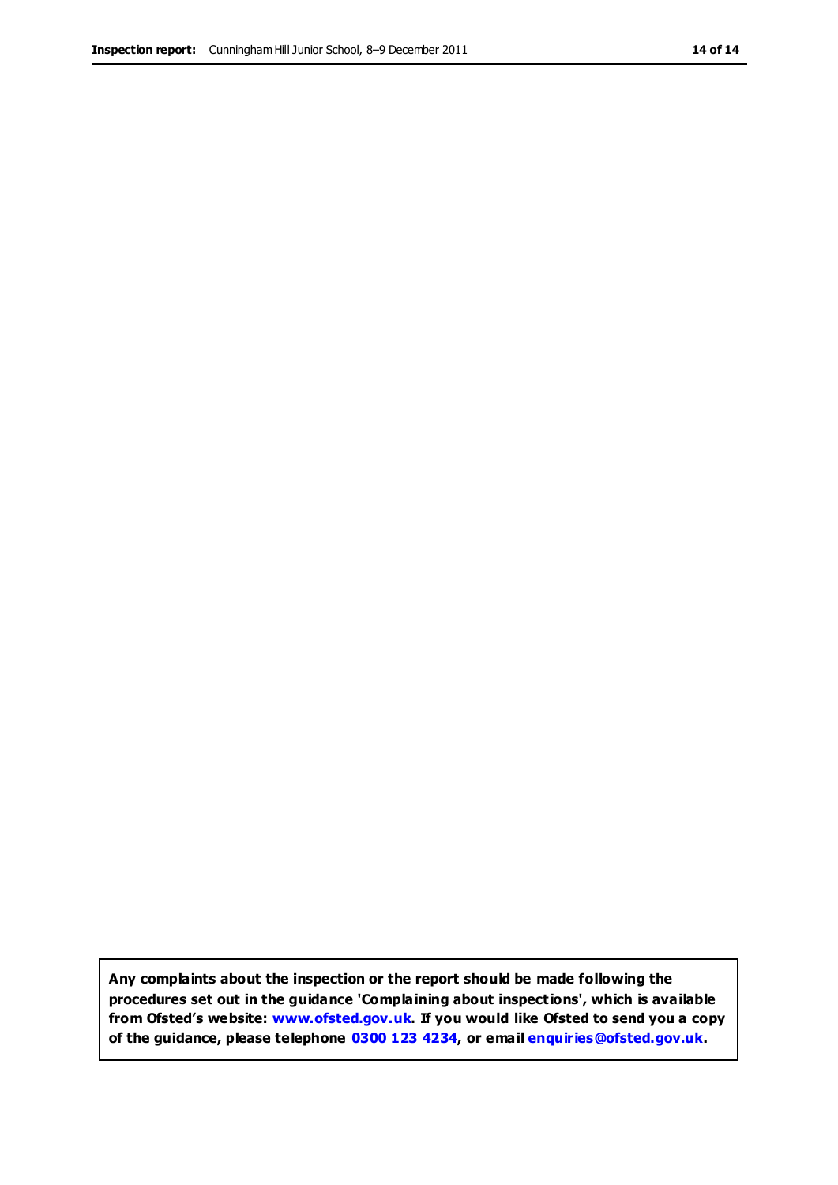**Any complaints about the inspection or the report should be made following the procedures set out in the guidance 'Complaining about inspections', which is available from Ofsted's website: www.ofsted.gov.uk. If you would like Ofsted to send you a copy of the guidance, please telephone 0300 123 4234, or email enquiries@ofsted.gov.uk.**